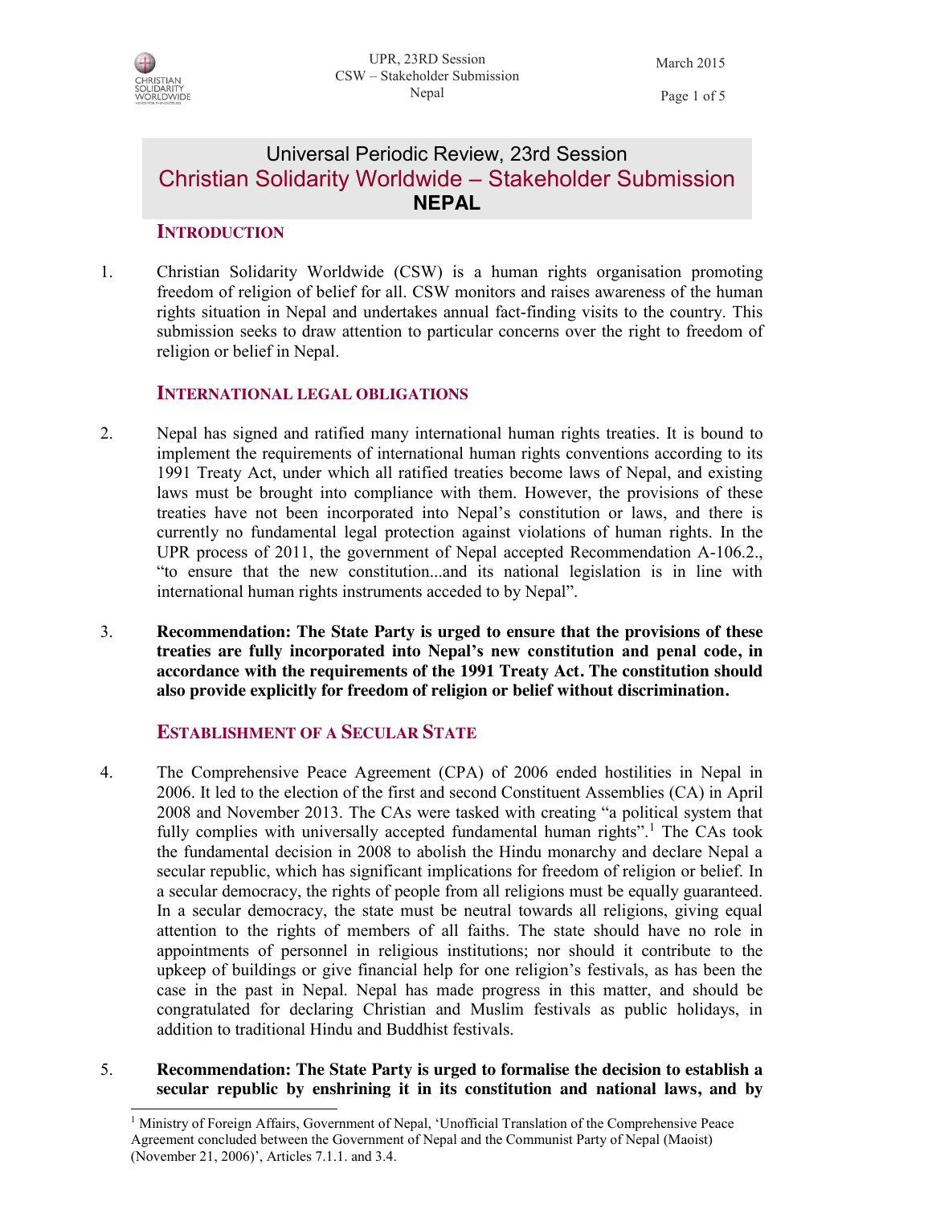# Universal Periodic Review, 23rd Session
# Christian Solidarity Worldwide – Stakeholder Submission
# NEPAL

## INTRODUCTION

1. Christian Solidarity Worldwide (CSW) is a human rights organisation promoting freedom of religion of belief for all. CSW monitors and raises awareness of the human rights situation in Nepal and undertakes annual fact-finding visits to the country. This submission seeks to draw attention to particular concerns over the right to freedom of religion or belief in Nepal.

## INTERNATIONAL LEGAL OBLIGATIONS

2. Nepal has signed and ratified many international human rights treaties. It is bound to implement the requirements of international human rights conventions according to its 1991 Treaty Act, under which all ratified treaties become laws of Nepal, and existing laws must be brought into compliance with them. However, the provisions of these treaties have not been incorporated into Nepal's constitution or laws, and there is currently no fundamental legal protection against violations of human rights. In the UPR process of 2011, the government of Nepal accepted Recommendation A-106.2., "to ensure that the new constitution...and its national legislation is in line with international human rights instruments acceded to by Nepal".

3. **Recommendation: The State Party is urged to ensure that the provisions of these treaties are fully incorporated into Nepal's new constitution and penal code, in accordance with the requirements of the 1991 Treaty Act. The constitution should also provide explicitly for freedom of religion or belief without discrimination.**

## ESTABLISHMENT OF A SECULAR STATE

4. The Comprehensive Peace Agreement (CPA) of 2006 ended hostilities in Nepal in 2006. It led to the election of the first and second Constituent Assemblies (CA) in April 2008 and November 2013. The CAs were tasked with creating "a political system that fully complies with universally accepted fundamental human rights".[1] The CAs took the fundamental decision in 2008 to abolish the Hindu monarchy and declare Nepal a secular republic, which has significant implications for freedom of religion or belief. In a secular democracy, the rights of people from all religions must be equally guaranteed. In a secular democracy, the state must be neutral towards all religions, giving equal attention to the rights of members of all faiths. The state should have no role in appointments of personnel in religious institutions; nor should it contribute to the upkeep of buildings or give financial help for one religion's festivals, as has been the case in the past in Nepal. Nepal has made progress in this matter, and should be congratulated for declaring Christian and Muslim festivals as public holidays, in addition to traditional Hindu and Buddhist festivals.

5. **Recommendation: The State Party is urged to formalise the decision to establish a secular republic by enshrining it in its constitution and national laws, and by**

---

[1] Ministry of Foreign Affairs, Government of Nepal, 'Unofficial Translation of the Comprehensive Peace Agreement concluded between the Government of Nepal and the Communist Party of Nepal (Maoist) (November 21, 2006)', Articles 7.1.1. and 3.4.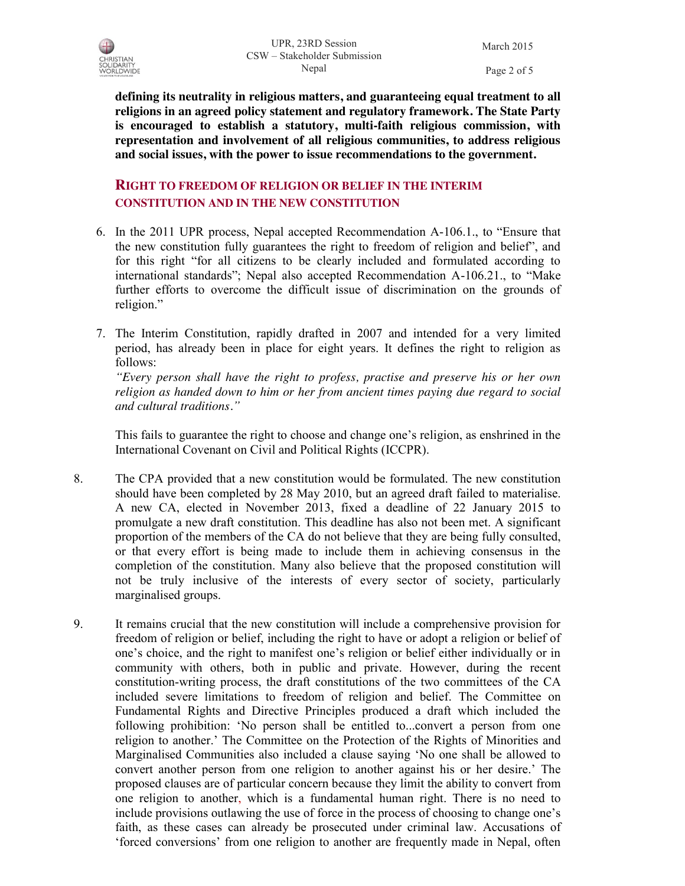**defining its neutrality in religious matters, and guaranteeing equal treatment to all religions in an agreed policy statement and regulatory framework. The State Party is encouraged to establish a statutory, multi-faith religious commission, with representation and involvement of all religious communities, to address religious and social issues, with the power to issue recommendations to the government.**

## RIGHT TO FREEDOM OF RELIGION OR BELIEF IN THE INTERIM CONSTITUTION AND IN THE NEW CONSTITUTION

6. In the 2011 UPR process, Nepal accepted Recommendation A-106.1., to "Ensure that the new constitution fully guarantees the right to freedom of religion and belief", and for this right "for all citizens to be clearly included and formulated according to international standards"; Nepal also accepted Recommendation A-106.21., to "Make further efforts to overcome the difficult issue of discrimination on the grounds of religion."

7. The Interim Constitution, rapidly drafted in 2007 and intended for a very limited period, has already been in place for eight years. It defines the right to religion as follows:
   *"Every person shall have the right to profess, practise and preserve his or her own religion as handed down to him or her from ancient times paying due regard to social and cultural traditions."*

   This fails to guarantee the right to choose and change one's religion, as enshrined in the International Covenant on Civil and Political Rights (ICCPR).

8. The CPA provided that a new constitution would be formulated. The new constitution should have been completed by 28 May 2010, but an agreed draft failed to materialise. A new CA, elected in November 2013, fixed a deadline of 22 January 2015 to promulgate a new draft constitution. This deadline has also not been met. A significant proportion of the members of the CA do not believe that they are being fully consulted, or that every effort is being made to include them in achieving consensus in the completion of the constitution. Many also believe that the proposed constitution will not be truly inclusive of the interests of every sector of society, particularly marginalised groups.

9. It remains crucial that the new constitution will include a comprehensive provision for freedom of religion or belief, including the right to have or adopt a religion or belief of one's choice, and the right to manifest one's religion or belief either individually or in community with others, both in public and private. However, during the recent constitution-writing process, the draft constitutions of the two committees of the CA included severe limitations to freedom of religion and belief. The Committee on Fundamental Rights and Directive Principles produced a draft which included the following prohibition: 'No person shall be entitled to...convert a person from one religion to another.' The Committee on the Protection of the Rights of Minorities and Marginalised Communities also included a clause saying 'No one shall be allowed to convert another person from one religion to another against his or her desire.' The proposed clauses are of particular concern because they limit the ability to convert from one religion to another, which is a fundamental human right. There is no need to include provisions outlawing the use of force in the process of choosing to change one's faith, as these cases can already be prosecuted under criminal law. Accusations of 'forced conversions' from one religion to another are frequently made in Nepal, often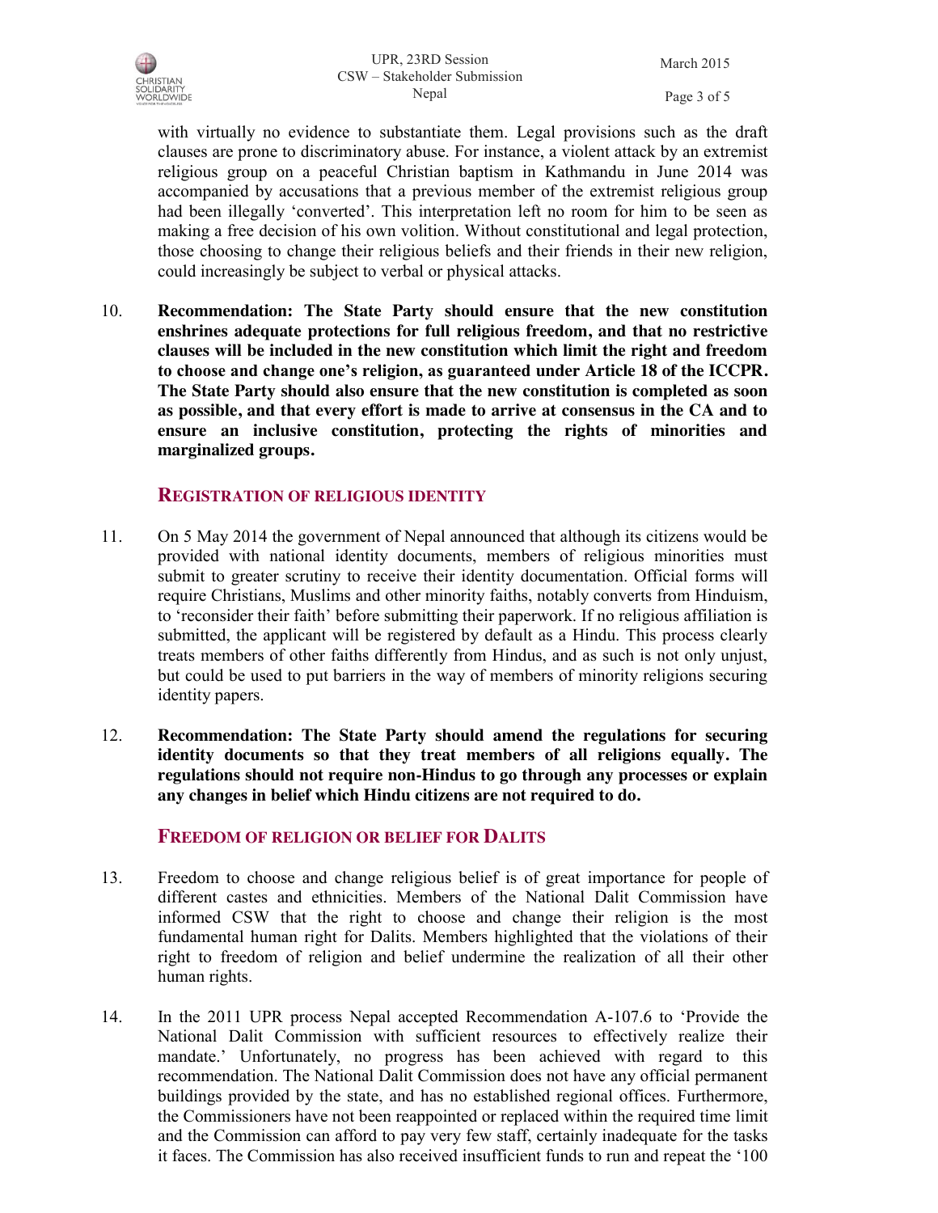with virtually no evidence to substantiate them. Legal provisions such as the draft clauses are prone to discriminatory abuse. For instance, a violent attack by an extremist religious group on a peaceful Christian baptism in Kathmandu in June 2014 was accompanied by accusations that a previous member of the extremist religious group had been illegally 'converted'. This interpretation left no room for him to be seen as making a free decision of his own volition. Without constitutional and legal protection, those choosing to change their religious beliefs and their friends in their new religion, could increasingly be subject to verbal or physical attacks.

10. **Recommendation: The State Party should ensure that the new constitution enshrines adequate protections for full religious freedom, and that no restrictive clauses will be included in the new constitution which limit the right and freedom to choose and change one's religion, as guaranteed under Article 18 of the ICCPR. The State Party should also ensure that the new constitution is completed as soon as possible, and that every effort is made to arrive at consensus in the CA and to ensure an inclusive constitution, protecting the rights of minorities and marginalized groups.**

## REGISTRATION OF RELIGIOUS IDENTITY

11. On 5 May 2014 the government of Nepal announced that although its citizens would be provided with national identity documents, members of religious minorities must submit to greater scrutiny to receive their identity documentation. Official forms will require Christians, Muslims and other minority faiths, notably converts from Hinduism, to 'reconsider their faith' before submitting their paperwork. If no religious affiliation is submitted, the applicant will be registered by default as a Hindu. This process clearly treats members of other faiths differently from Hindus, and as such is not only unjust, but could be used to put barriers in the way of members of minority religions securing identity papers.

12. **Recommendation: The State Party should amend the regulations for securing identity documents so that they treat members of all religions equally. The regulations should not require non-Hindus to go through any processes or explain any changes in belief which Hindu citizens are not required to do.**

## FREEDOM OF RELIGION OR BELIEF FOR DALITS

13. Freedom to choose and change religious belief is of great importance for people of different castes and ethnicities. Members of the National Dalit Commission have informed CSW that the right to choose and change their religion is the most fundamental human right for Dalits. Members highlighted that the violations of their right to freedom of religion and belief undermine the realization of all their other human rights.

14. In the 2011 UPR process Nepal accepted Recommendation A-107.6 to 'Provide the National Dalit Commission with sufficient resources to effectively realize their mandate.' Unfortunately, no progress has been achieved with regard to this recommendation. The National Dalit Commission does not have any official permanent buildings provided by the state, and has no established regional offices. Furthermore, the Commissioners have not been reappointed or replaced within the required time limit and the Commission can afford to pay very few staff, certainly inadequate for the tasks it faces. The Commission has also received insufficient funds to run and repeat the '100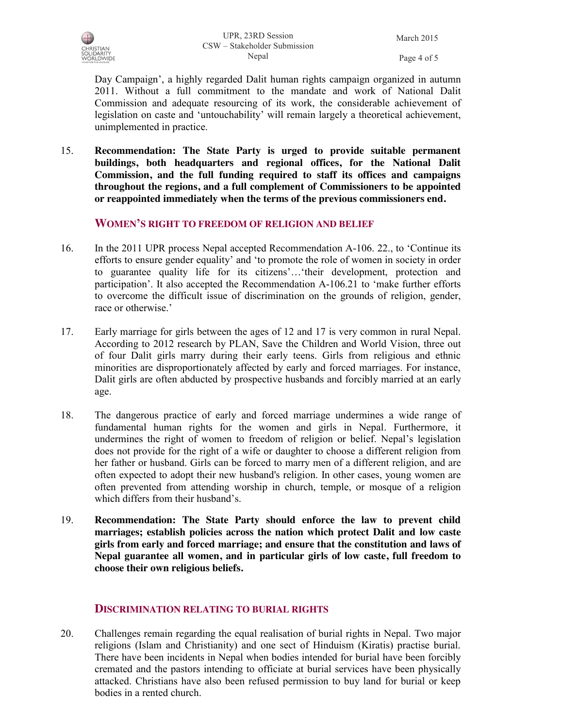Day Campaign', a highly regarded Dalit human rights campaign organized in autumn 2011. Without a full commitment to the mandate and work of National Dalit Commission and adequate resourcing of its work, the considerable achievement of legislation on caste and 'untouchability' will remain largely a theoretical achievement, unimplemented in practice.

15. **Recommendation: The State Party is urged to provide suitable permanent buildings, both headquarters and regional offices, for the National Dalit Commission, and the full funding required to staff its offices and campaigns throughout the regions, and a full complement of Commissioners to be appointed or reappointed immediately when the terms of the previous commissioners end.**

## WOMEN'S RIGHT TO FREEDOM OF RELIGION AND BELIEF

16. In the 2011 UPR process Nepal accepted Recommendation A-106. 22., to 'Continue its efforts to ensure gender equality' and 'to promote the role of women in society in order to guarantee quality life for its citizens'…'their development, protection and participation'. It also accepted the Recommendation A-106.21 to 'make further efforts to overcome the difficult issue of discrimination on the grounds of religion, gender, race or otherwise.'

17. Early marriage for girls between the ages of 12 and 17 is very common in rural Nepal. According to 2012 research by PLAN, Save the Children and World Vision, three out of four Dalit girls marry during their early teens. Girls from religious and ethnic minorities are disproportionately affected by early and forced marriages. For instance, Dalit girls are often abducted by prospective husbands and forcibly married at an early age.

18. The dangerous practice of early and forced marriage undermines a wide range of fundamental human rights for the women and girls in Nepal. Furthermore, it undermines the right of women to freedom of religion or belief. Nepal's legislation does not provide for the right of a wife or daughter to choose a different religion from her father or husband. Girls can be forced to marry men of a different religion, and are often expected to adopt their new husband's religion. In other cases, young women are often prevented from attending worship in church, temple, or mosque of a religion which differs from their husband's.

19. **Recommendation: The State Party should enforce the law to prevent child marriages; establish policies across the nation which protect Dalit and low caste girls from early and forced marriage; and ensure that the constitution and laws of Nepal guarantee all women, and in particular girls of low caste, full freedom to choose their own religious beliefs.**

## DISCRIMINATION RELATING TO BURIAL RIGHTS

20. Challenges remain regarding the equal realisation of burial rights in Nepal. Two major religions (Islam and Christianity) and one sect of Hinduism (Kiratis) practise burial. There have been incidents in Nepal when bodies intended for burial have been forcibly cremated and the pastors intending to officiate at burial services have been physically attacked. Christians have also been refused permission to buy land for burial or keep bodies in a rented church.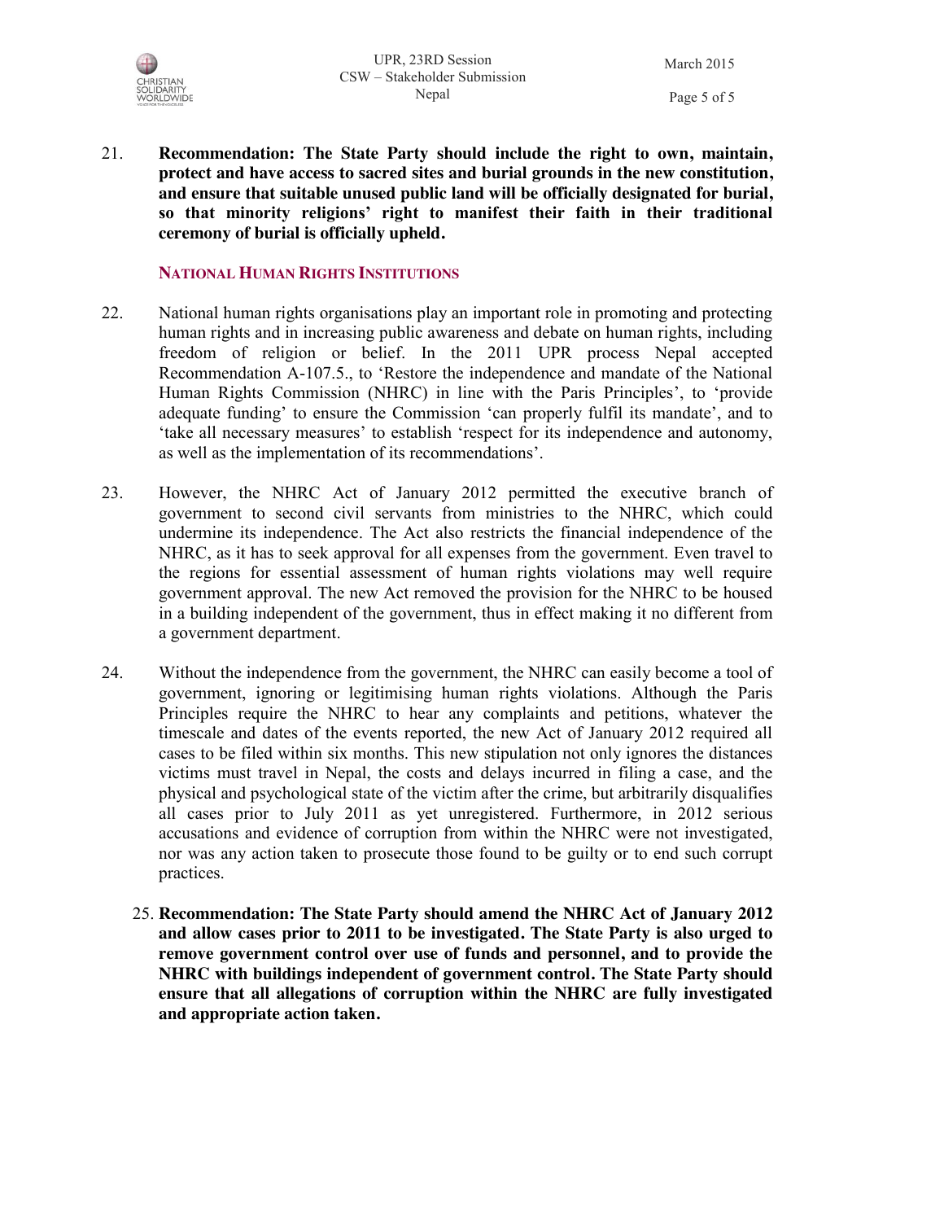21. **Recommendation: The State Party should include the right to own, maintain, protect and have access to sacred sites and burial grounds in the new constitution, and ensure that suitable unused public land will be officially designated for burial, so that minority religions' right to manifest their faith in their traditional ceremony of burial is officially upheld.**

## National Human Rights Institutions

22. National human rights organisations play an important role in promoting and protecting human rights and in increasing public awareness and debate on human rights, including freedom of religion or belief. In the 2011 UPR process Nepal accepted Recommendation A-107.5., to 'Restore the independence and mandate of the National Human Rights Commission (NHRC) in line with the Paris Principles', to 'provide adequate funding' to ensure the Commission 'can properly fulfil its mandate', and to 'take all necessary measures' to establish 'respect for its independence and autonomy, as well as the implementation of its recommendations'.

23. However, the NHRC Act of January 2012 permitted the executive branch of government to second civil servants from ministries to the NHRC, which could undermine its independence. The Act also restricts the financial independence of the NHRC, as it has to seek approval for all expenses from the government. Even travel to the regions for essential assessment of human rights violations may well require government approval. The new Act removed the provision for the NHRC to be housed in a building independent of the government, thus in effect making it no different from a government department.

24. Without the independence from the government, the NHRC can easily become a tool of government, ignoring or legitimising human rights violations. Although the Paris Principles require the NHRC to hear any complaints and petitions, whatever the timescale and dates of the events reported, the new Act of January 2012 required all cases to be filed within six months. This new stipulation not only ignores the distances victims must travel in Nepal, the costs and delays incurred in filing a case, and the physical and psychological state of the victim after the crime, but arbitrarily disqualifies all cases prior to July 2011 as yet unregistered. Furthermore, in 2012 serious accusations and evidence of corruption from within the NHRC were not investigated, nor was any action taken to prosecute those found to be guilty or to end such corrupt practices.

25. **Recommendation: The State Party should amend the NHRC Act of January 2012 and allow cases prior to 2011 to be investigated. The State Party is also urged to remove government control over use of funds and personnel, and to provide the NHRC with buildings independent of government control. The State Party should ensure that all allegations of corruption within the NHRC are fully investigated and appropriate action taken.**